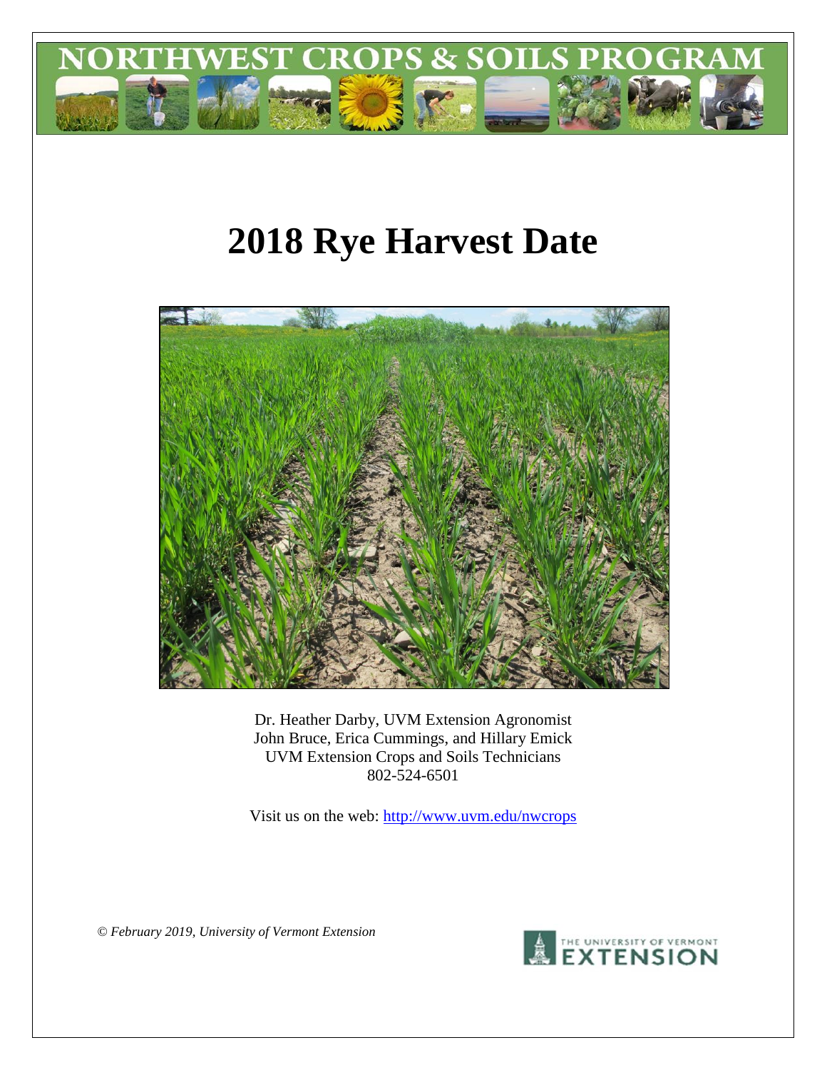# 2018 Rye Harvest Date

Dr. Heather Darby, UVM Extension Agronomist
John Bruce, Erica Cummings, and Hillary Emick
UVM Extension Crops and Soils Technicians
802-524-6501

Visit us on the web: http://www.uvm.edu/nwcrops

*© February 2019, University of Vermont Extension*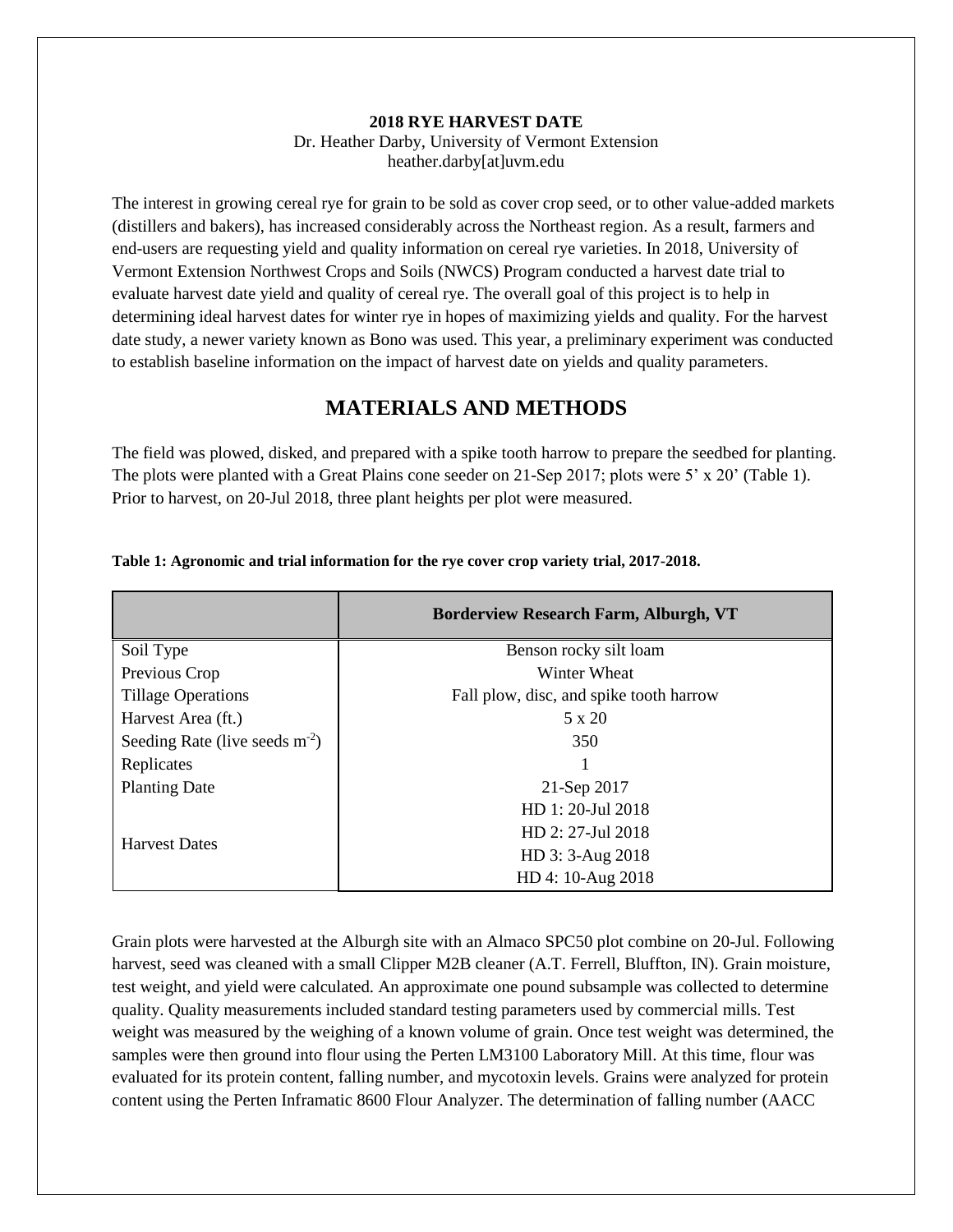**2018 RYE HARVEST DATE**
Dr. Heather Darby, University of Vermont Extension
heather.darby[at]uvm.edu

The interest in growing cereal rye for grain to be sold as cover crop seed, or to other value-added markets (distillers and bakers), has increased considerably across the Northeast region. As a result, farmers and end-users are requesting yield and quality information on cereal rye varieties. In 2018, University of Vermont Extension Northwest Crops and Soils (NWCS) Program conducted a harvest date trial to evaluate harvest date yield and quality of cereal rye. The overall goal of this project is to help in determining ideal harvest dates for winter rye in hopes of maximizing yields and quality. For the harvest date study, a newer variety known as Bono was used. This year, a preliminary experiment was conducted to establish baseline information on the impact of harvest date on yields and quality parameters.

## MATERIALS AND METHODS

The field was plowed, disked, and prepared with a spike tooth harrow to prepare the seedbed for planting. The plots were planted with a Great Plains cone seeder on 21-Sep 2017; plots were 5' x 20' (Table 1). Prior to harvest, on 20-Jul 2018, three plant heights per plot were measured.

**Table 1: Agronomic and trial information for the rye cover crop variety trial, 2017-2018.**

| | Borderview Research Farm, Alburgh, VT |
|---|---|
| Soil Type | Benson rocky silt loam |
| Previous Crop | Winter Wheat |
| Tillage Operations | Fall plow, disc, and spike tooth harrow |
| Harvest Area (ft.) | 5 x 20 |
| Seeding Rate (live seeds $m^{-2}$) | 350 |
| Replicates | 1 |
| Planting Date | 21-Sep 2017 |
| Harvest Dates | HD 1: 20-Jul 2018<br>HD 2: 27-Jul 2018<br>HD 3: 3-Aug 2018<br>HD 4: 10-Aug 2018 |

Grain plots were harvested at the Alburgh site with an Almaco SPC50 plot combine on 20-Jul. Following harvest, seed was cleaned with a small Clipper M2B cleaner (A.T. Ferrell, Bluffton, IN). Grain moisture, test weight, and yield were calculated. An approximate one pound subsample was collected to determine quality. Quality measurements included standard testing parameters used by commercial mills. Test weight was measured by the weighing of a known volume of grain. Once test weight was determined, the samples were then ground into flour using the Perten LM3100 Laboratory Mill. At this time, flour was evaluated for its protein content, falling number, and mycotoxin levels. Grains were analyzed for protein content using the Perten Inframatic 8600 Flour Analyzer. The determination of falling number (AACC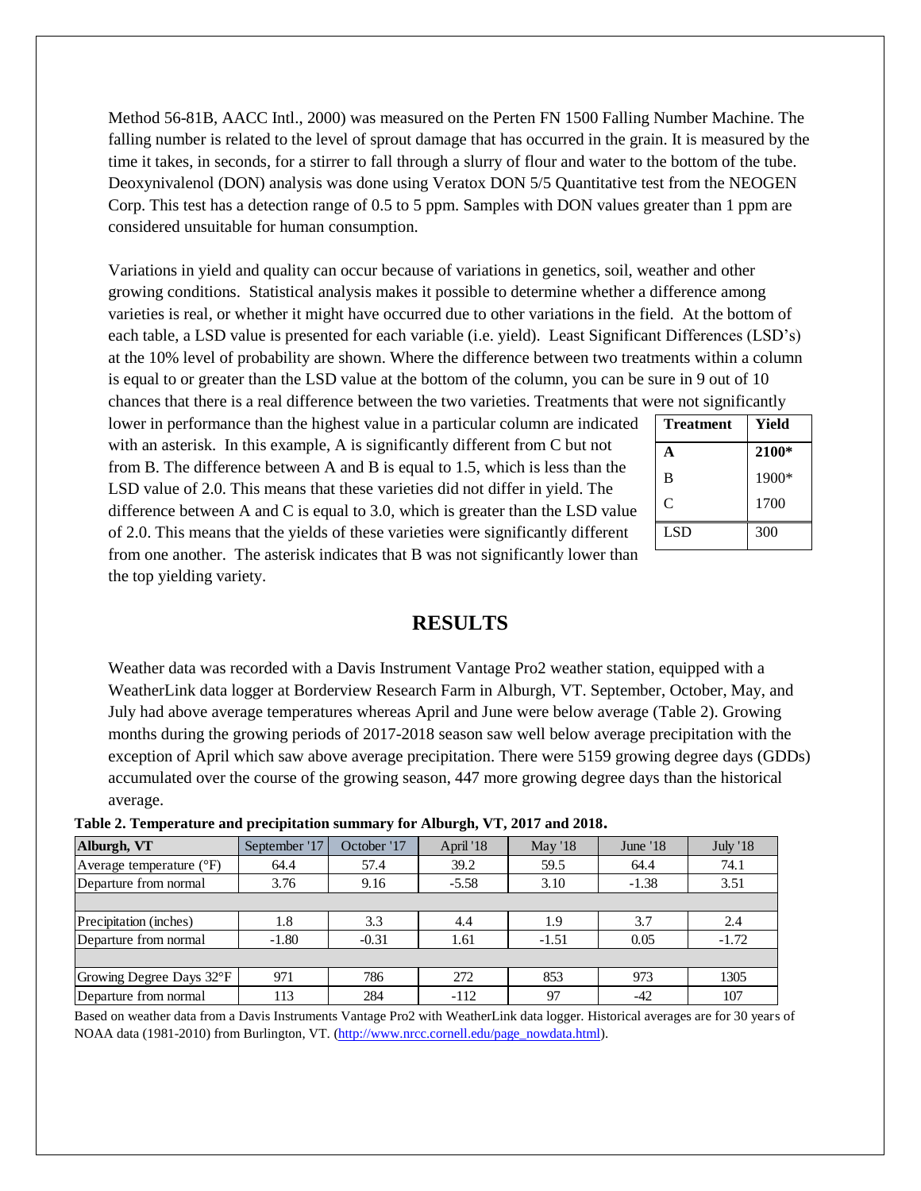Method 56-81B, AACC Intl., 2000) was measured on the Perten FN 1500 Falling Number Machine. The falling number is related to the level of sprout damage that has occurred in the grain. It is measured by the time it takes, in seconds, for a stirrer to fall through a slurry of flour and water to the bottom of the tube. Deoxynivalenol (DON) analysis was done using Veratox DON 5/5 Quantitative test from the NEOGEN Corp. This test has a detection range of 0.5 to 5 ppm. Samples with DON values greater than 1 ppm are considered unsuitable for human consumption.

Variations in yield and quality can occur because of variations in genetics, soil, weather and other growing conditions. Statistical analysis makes it possible to determine whether a difference among varieties is real, or whether it might have occurred due to other variations in the field. At the bottom of each table, a LSD value is presented for each variable (i.e. yield). Least Significant Differences (LSD's) at the 10% level of probability are shown. Where the difference between two treatments within a column is equal to or greater than the LSD value at the bottom of the column, you can be sure in 9 out of 10 chances that there is a real difference between the two varieties. Treatments that were not significantly lower in performance than the highest value in a particular column are indicated with an asterisk. In this example, A is significantly different from C but not from B. The difference between A and B is equal to 1.5, which is less than the LSD value of 2.0. This means that these varieties did not differ in yield. The difference between A and C is equal to 3.0, which is greater than the LSD value of 2.0. This means that the yields of these varieties were significantly different from one another. The asterisk indicates that B was not significantly lower than the top yielding variety.

| Treatment | Yield |
|---|---|
| **A** | **2100*** |
| B | 1900* |
| C | 1700 |
| LSD | 300 |

## RESULTS

Weather data was recorded with a Davis Instrument Vantage Pro2 weather station, equipped with a WeatherLink data logger at Borderview Research Farm in Alburgh, VT. September, October, May, and July had above average temperatures whereas April and June were below average (Table 2). Growing months during the growing periods of 2017-2018 season saw well below average precipitation with the exception of April which saw above average precipitation. There were 5159 growing degree days (GDDs) accumulated over the course of the growing season, 447 more growing degree days than the historical average.

**Table 2. Temperature and precipitation summary for Alburgh, VT, 2017 and 2018.**

| Alburgh, VT | September '17 | October '17 | April '18 | May '18 | June '18 | July '18 |
|---|---|---|---|---|---|---|
| Average temperature (°F) | 64.4 | 57.4 | 39.2 | 59.5 | 64.4 | 74.1 |
| Departure from normal | 3.76 | 9.16 | -5.58 | 3.10 | -1.38 | 3.51 |
| | | | | | | |
| Precipitation (inches) | 1.8 | 3.3 | 4.4 | 1.9 | 3.7 | 2.4 |
| Departure from normal | -1.80 | -0.31 | 1.61 | -1.51 | 0.05 | -1.72 |
| | | | | | | |
| Growing Degree Days 32°F | 971 | 786 | 272 | 853 | 973 | 1305 |
| Departure from normal | 113 | 284 | -112 | 97 | -42 | 107 |

Based on weather data from a Davis Instruments Vantage Pro2 with WeatherLink data logger. Historical averages are for 30 years of NOAA data (1981-2010) from Burlington, VT. (http://www.nrcc.cornell.edu/page_nowdata.html).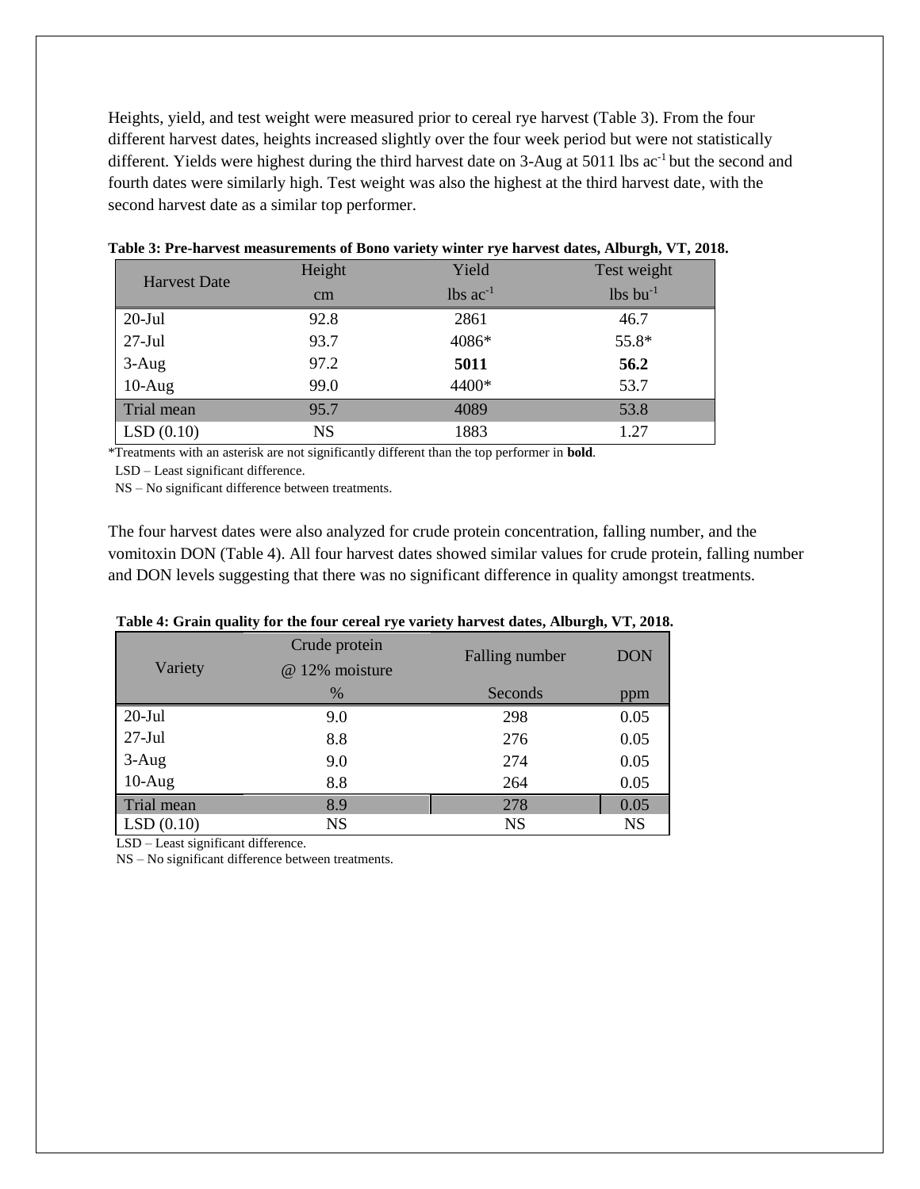Heights, yield, and test weight were measured prior to cereal rye harvest (Table 3). From the four different harvest dates, heights increased slightly over the four week period but were not statistically different. Yields were highest during the third harvest date on 3-Aug at 5011 lbs ac$^{-1}$ but the second and fourth dates were similarly high. Test weight was also the highest at the third harvest date, with the second harvest date as a similar top performer.

**Table 3: Pre-harvest measurements of Bono variety winter rye harvest dates, Alburgh, VT, 2018.**

| Harvest Date | Height | Yield | Test weight |
|---|---|---|---|
| | cm | lbs ac$^{-1}$ | lbs bu$^{-1}$ |
| 20-Jul | 92.8 | 2861 | 46.7 |
| 27-Jul | 93.7 | 4086* | 55.8* |
| 3-Aug | 97.2 | **5011** | **56.2** |
| 10-Aug | 99.0 | 4400* | 53.7 |
| Trial mean | 95.7 | 4089 | 53.8 |
| LSD (0.10) | NS | 1883 | 1.27 |

*Treatments with an asterisk are not significantly different than the top performer in **bold**.

LSD – Least significant difference.

NS – No significant difference between treatments.

The four harvest dates were also analyzed for crude protein concentration, falling number, and the vomitoxin DON (Table 4). All four harvest dates showed similar values for crude protein, falling number and DON levels suggesting that there was no significant difference in quality amongst treatments.

**Table 4: Grain quality for the four cereal rye variety harvest dates, Alburgh, VT, 2018.**

| Variety | Crude protein @ 12% moisture | Falling number | DON |
|---|---|---|---|
| | % | Seconds | ppm |
| 20-Jul | 9.0 | 298 | 0.05 |
| 27-Jul | 8.8 | 276 | 0.05 |
| 3-Aug | 9.0 | 274 | 0.05 |
| 10-Aug | 8.8 | 264 | 0.05 |
| Trial mean | 8.9 | 278 | 0.05 |
| LSD (0.10) | NS | NS | NS |

LSD – Least significant difference.

NS – No significant difference between treatments.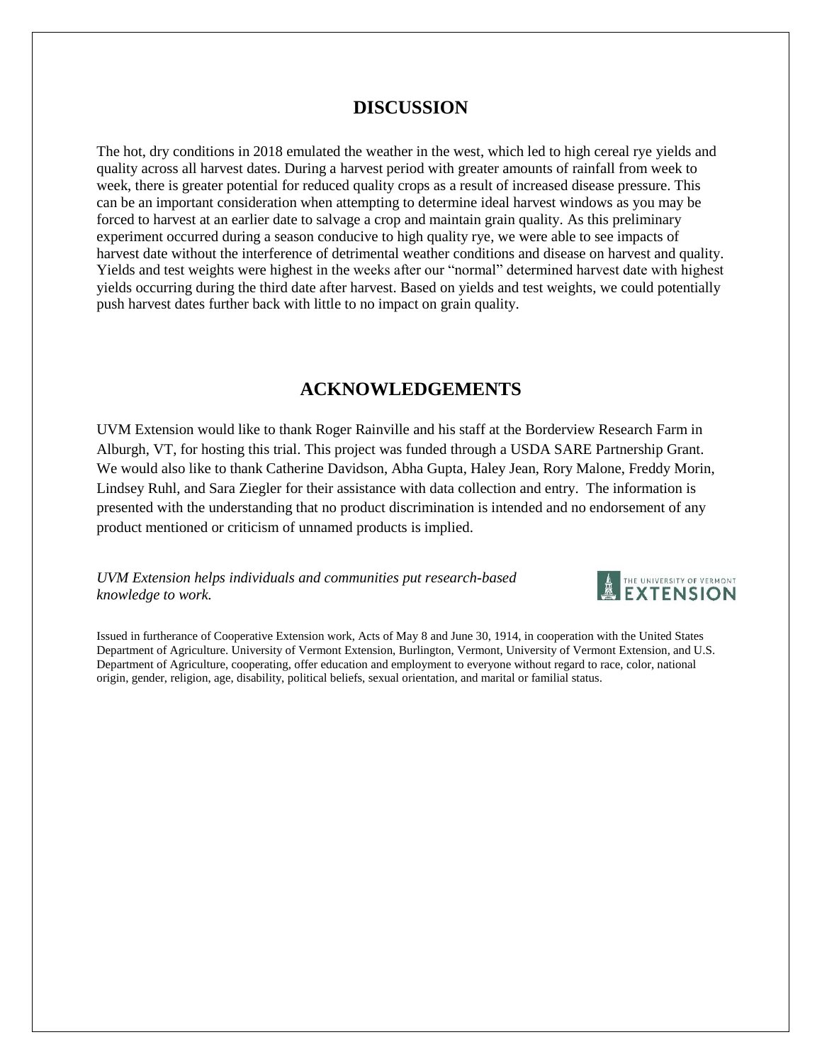## DISCUSSION

The hot, dry conditions in 2018 emulated the weather in the west, which led to high cereal rye yields and quality across all harvest dates. During a harvest period with greater amounts of rainfall from week to week, there is greater potential for reduced quality crops as a result of increased disease pressure. This can be an important consideration when attempting to determine ideal harvest windows as you may be forced to harvest at an earlier date to salvage a crop and maintain grain quality. As this preliminary experiment occurred during a season conducive to high quality rye, we were able to see impacts of harvest date without the interference of detrimental weather conditions and disease on harvest and quality. Yields and test weights were highest in the weeks after our "normal" determined harvest date with highest yields occurring during the third date after harvest. Based on yields and test weights, we could potentially push harvest dates further back with little to no impact on grain quality.

## ACKNOWLEDGEMENTS

UVM Extension would like to thank Roger Rainville and his staff at the Borderview Research Farm in Alburgh, VT, for hosting this trial. This project was funded through a USDA SARE Partnership Grant. We would also like to thank Catherine Davidson, Abha Gupta, Haley Jean, Rory Malone, Freddy Morin, Lindsey Ruhl, and Sara Ziegler for their assistance with data collection and entry. The information is presented with the understanding that no product discrimination is intended and no endorsement of any product mentioned or criticism of unnamed products is implied.

*UVM Extension helps individuals and communities put research-based knowledge to work.*

THE UNIVERSITY OF VERMONT EXTENSION

Issued in furtherance of Cooperative Extension work, Acts of May 8 and June 30, 1914, in cooperation with the United States Department of Agriculture. University of Vermont Extension, Burlington, Vermont, University of Vermont Extension, and U.S. Department of Agriculture, cooperating, offer education and employment to everyone without regard to race, color, national origin, gender, religion, age, disability, political beliefs, sexual orientation, and marital or familial status.